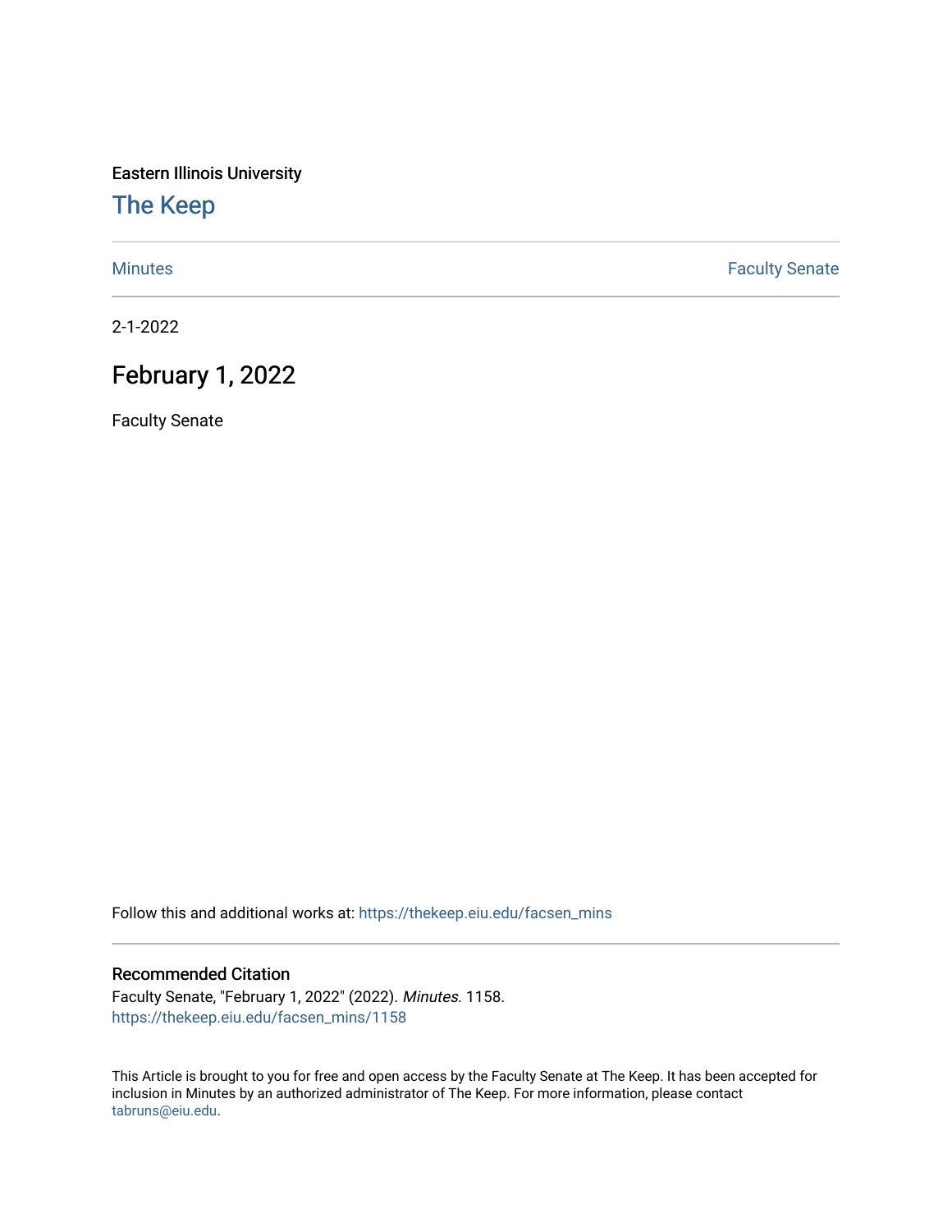Eastern Illinois University

# The Keep

Minutes | Faculty Senate

2-1-2022

## February 1, 2022

Faculty Senate

Follow this and additional works at: https://thekeep.eiu.edu/facsen_mins

### Recommended Citation

Faculty Senate, "February 1, 2022" (2022). *Minutes*. 1158.
https://thekeep.eiu.edu/facsen_mins/1158

This Article is brought to you for free and open access by the Faculty Senate at The Keep. It has been accepted for inclusion in Minutes by an authorized administrator of The Keep. For more information, please contact tabruns@eiu.edu.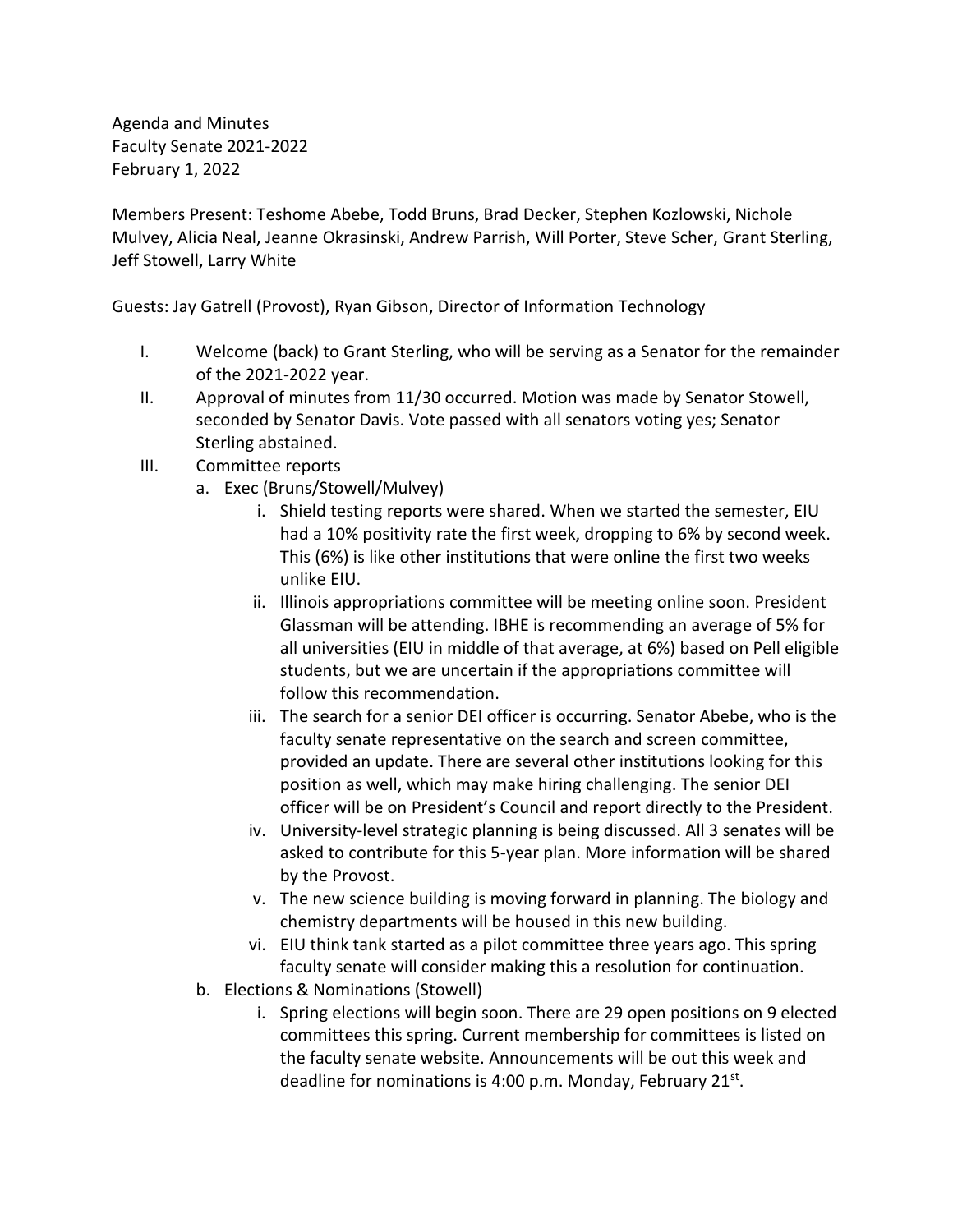Agenda and Minutes
Faculty Senate 2021-2022
February 1, 2022

Members Present: Teshome Abebe, Todd Bruns, Brad Decker, Stephen Kozlowski, Nichole Mulvey, Alicia Neal, Jeanne Okrasinski, Andrew Parrish, Will Porter, Steve Scher, Grant Sterling, Jeff Stowell, Larry White

Guests: Jay Gatrell (Provost), Ryan Gibson, Director of Information Technology

I. Welcome (back) to Grant Sterling, who will be serving as a Senator for the remainder of the 2021-2022 year.

II. Approval of minutes from 11/30 occurred. Motion was made by Senator Stowell, seconded by Senator Davis. Vote passed with all senators voting yes; Senator Sterling abstained.

III. Committee reports

   a. Exec (Bruns/Stowell/Mulvey)

      i. Shield testing reports were shared. When we started the semester, EIU had a 10% positivity rate the first week, dropping to 6% by second week. This (6%) is like other institutions that were online the first two weeks unlike EIU.

      ii. Illinois appropriations committee will be meeting online soon. President Glassman will be attending. IBHE is recommending an average of 5% for all universities (EIU in middle of that average, at 6%) based on Pell eligible students, but we are uncertain if the appropriations committee will follow this recommendation.

      iii. The search for a senior DEI officer is occurring. Senator Abebe, who is the faculty senate representative on the search and screen committee, provided an update. There are several other institutions looking for this position as well, which may make hiring challenging. The senior DEI officer will be on President's Council and report directly to the President.

      iv. University-level strategic planning is being discussed. All 3 senates will be asked to contribute for this 5-year plan. More information will be shared by the Provost.

      v. The new science building is moving forward in planning. The biology and chemistry departments will be housed in this new building.

      vi. EIU think tank started as a pilot committee three years ago. This spring faculty senate will consider making this a resolution for continuation.

   b. Elections & Nominations (Stowell)

      i. Spring elections will begin soon. There are 29 open positions on 9 elected committees this spring. Current membership for committees is listed on the faculty senate website. Announcements will be out this week and deadline for nominations is 4:00 p.m. Monday, February 21st.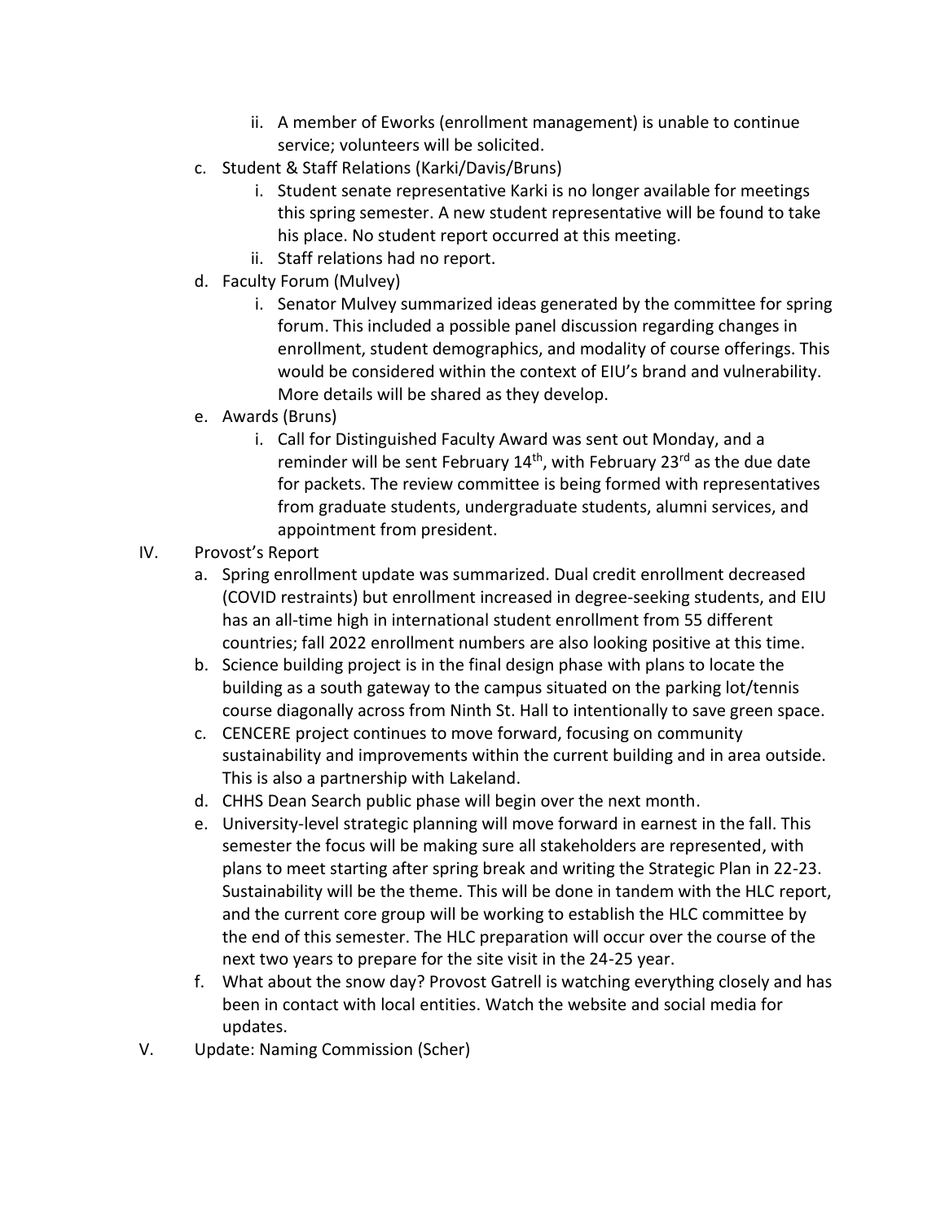- ii. A member of Eworks (enrollment management) is unable to continue service; volunteers will be solicited.

c. Student & Staff Relations (Karki/Davis/Bruns)
   - i. Student senate representative Karki is no longer available for meetings this spring semester. A new student representative will be found to take his place. No student report occurred at this meeting.
   - ii. Staff relations had no report.

d. Faculty Forum (Mulvey)
   - i. Senator Mulvey summarized ideas generated by the committee for spring forum. This included a possible panel discussion regarding changes in enrollment, student demographics, and modality of course offerings. This would be considered within the context of EIU's brand and vulnerability. More details will be shared as they develop.

e. Awards (Bruns)
   - i. Call for Distinguished Faculty Award was sent out Monday, and a reminder will be sent February 14th, with February 23rd as the due date for packets. The review committee is being formed with representatives from graduate students, undergraduate students, alumni services, and appointment from president.

IV. Provost's Report

a. Spring enrollment update was summarized. Dual credit enrollment decreased (COVID restraints) but enrollment increased in degree-seeking students, and EIU has an all-time high in international student enrollment from 55 different countries; fall 2022 enrollment numbers are also looking positive at this time.

b. Science building project is in the final design phase with plans to locate the building as a south gateway to the campus situated on the parking lot/tennis course diagonally across from Ninth St. Hall to intentionally to save green space.

c. CENCERE project continues to move forward, focusing on community sustainability and improvements within the current building and in area outside. This is also a partnership with Lakeland.

d. CHHS Dean Search public phase will begin over the next month.

e. University-level strategic planning will move forward in earnest in the fall. This semester the focus will be making sure all stakeholders are represented, with plans to meet starting after spring break and writing the Strategic Plan in 22-23. Sustainability will be the theme. This will be done in tandem with the HLC report, and the current core group will be working to establish the HLC committee by the end of this semester. The HLC preparation will occur over the course of the next two years to prepare for the site visit in the 24-25 year.

f. What about the snow day? Provost Gatrell is watching everything closely and has been in contact with local entities. Watch the website and social media for updates.

V. Update: Naming Commission (Scher)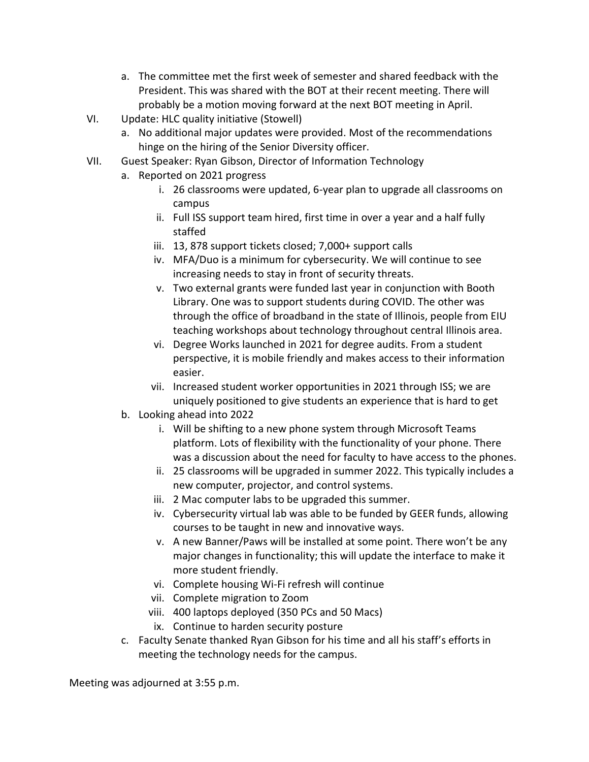a. The committee met the first week of semester and shared feedback with the President. This was shared with the BOT at their recent meeting. There will probably be a motion moving forward at the next BOT meeting in April.

VI. Update: HLC quality initiative (Stowell)

   a. No additional major updates were provided. Most of the recommendations hinge on the hiring of the Senior Diversity officer.

VII. Guest Speaker: Ryan Gibson, Director of Information Technology

   a. Reported on 2021 progress
      i. 26 classrooms were updated, 6-year plan to upgrade all classrooms on campus
      ii. Full ISS support team hired, first time in over a year and a half fully staffed
      iii. 13, 878 support tickets closed; 7,000+ support calls
      iv. MFA/Duo is a minimum for cybersecurity. We will continue to see increasing needs to stay in front of security threats.
      v. Two external grants were funded last year in conjunction with Booth Library. One was to support students during COVID. The other was through the office of broadband in the state of Illinois, people from EIU teaching workshops about technology throughout central Illinois area.
      vi. Degree Works launched in 2021 for degree audits. From a student perspective, it is mobile friendly and makes access to their information easier.
      vii. Increased student worker opportunities in 2021 through ISS; we are uniquely positioned to give students an experience that is hard to get

   b. Looking ahead into 2022
      i. Will be shifting to a new phone system through Microsoft Teams platform. Lots of flexibility with the functionality of your phone. There was a discussion about the need for faculty to have access to the phones.
      ii. 25 classrooms will be upgraded in summer 2022. This typically includes a new computer, projector, and control systems.
      iii. 2 Mac computer labs to be upgraded this summer.
      iv. Cybersecurity virtual lab was able to be funded by GEER funds, allowing courses to be taught in new and innovative ways.
      v. A new Banner/Paws will be installed at some point. There won't be any major changes in functionality; this will update the interface to make it more student friendly.
      vi. Complete housing Wi-Fi refresh will continue
      vii. Complete migration to Zoom
      viii. 400 laptops deployed (350 PCs and 50 Macs)
      ix. Continue to harden security posture

   c. Faculty Senate thanked Ryan Gibson for his time and all his staff's efforts in meeting the technology needs for the campus.

Meeting was adjourned at 3:55 p.m.